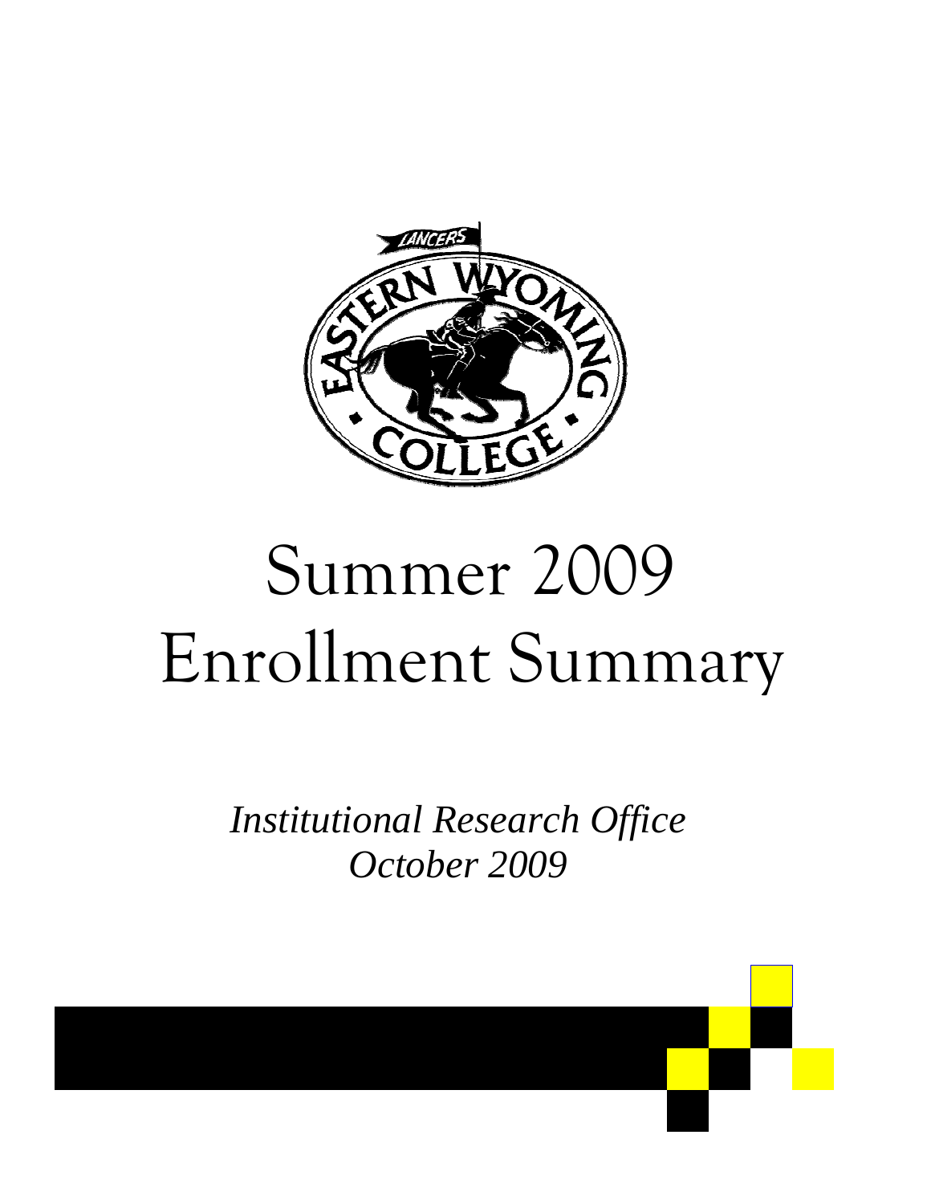# Summer 2009 Enrollment Summary

*Institutional Research Office*
*October 2009*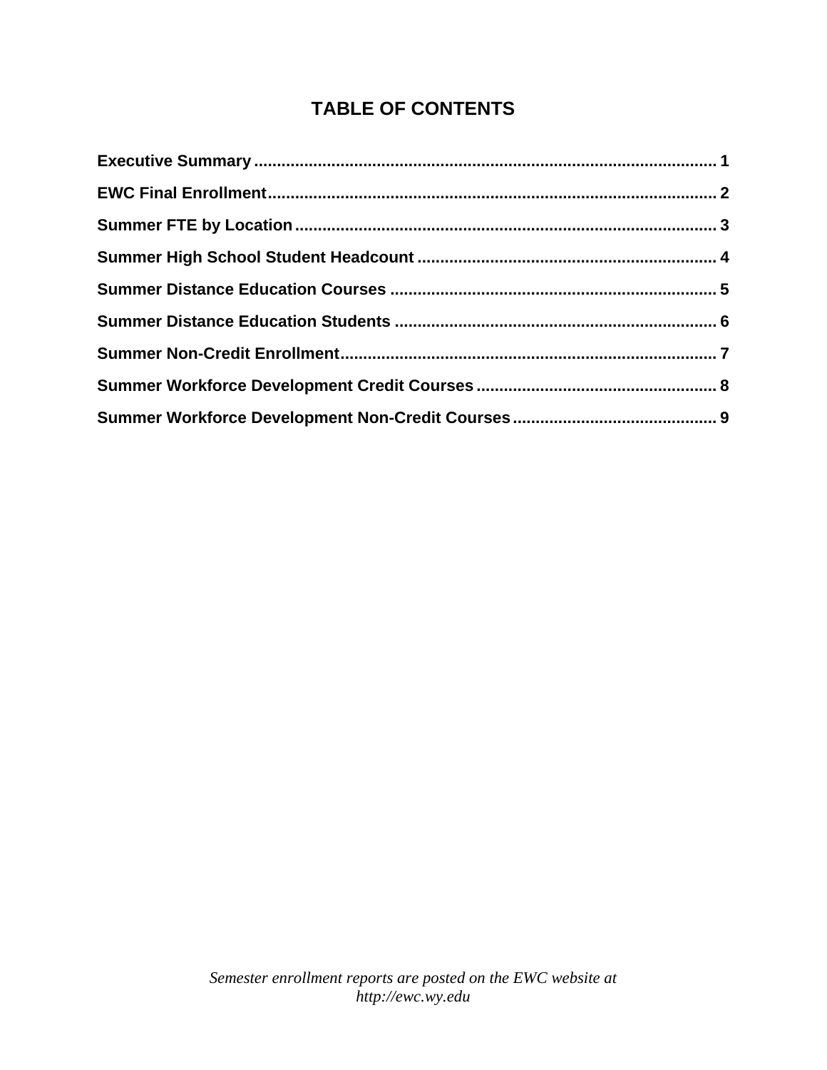# TABLE OF CONTENTS

**Executive Summary** ............................................................................................. 1

**EWC Final Enrollment** .......................................................................................... 2

**Summer FTE by Location** ..................................................................................... 3

**Summer High School Student Headcount** ......................................................... 4

**Summer Distance Education Courses** ................................................................ 5

**Summer Distance Education Students** .............................................................. 6

**Summer Non-Credit Enrollment** .......................................................................... 7

**Summer Workforce Development Credit Courses** ............................................. 8

**Summer Workforce Development Non-Credit Courses** ..................................... 9

*Semester enrollment reports are posted on the EWC website at http://ewc.wy.edu*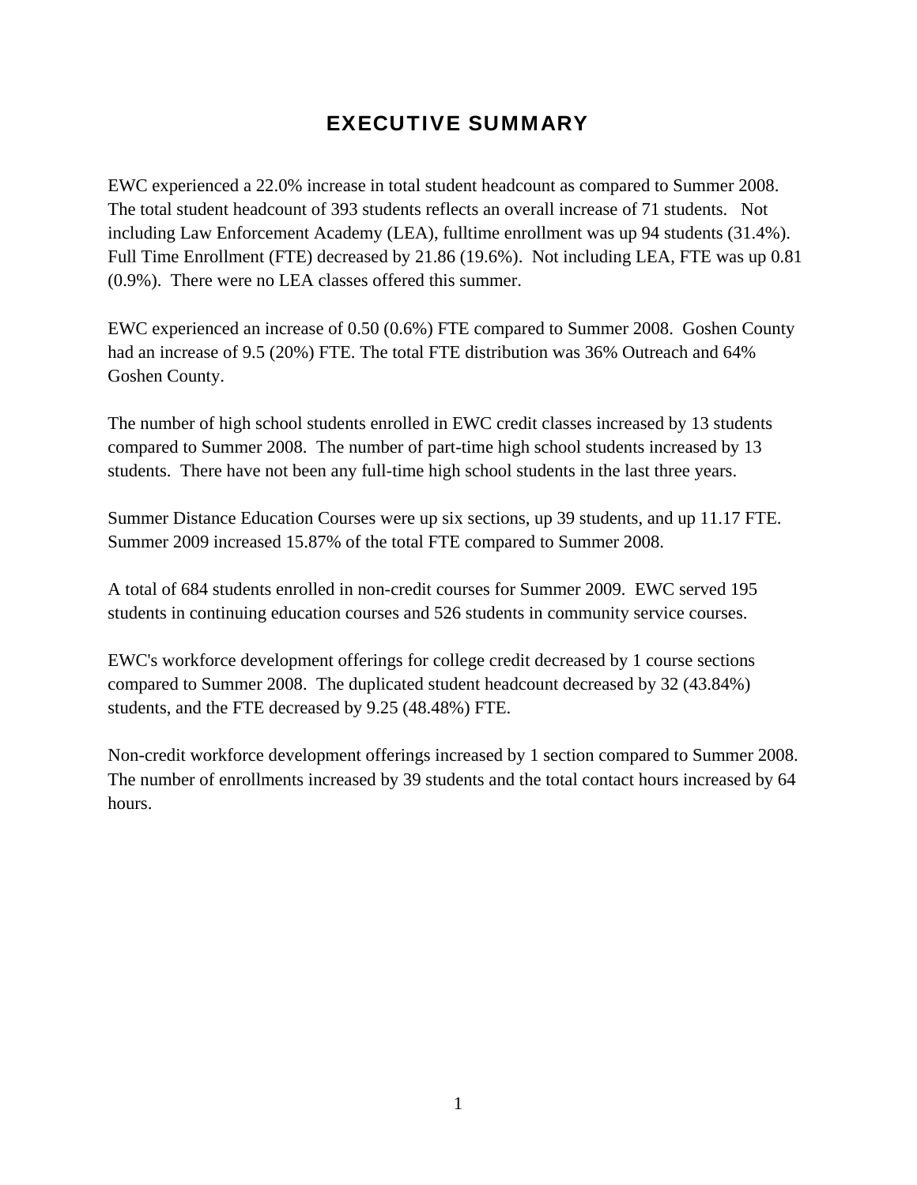# EXECUTIVE SUMMARY

EWC experienced a 22.0% increase in total student headcount as compared to Summer 2008. The total student headcount of 393 students reflects an overall increase of 71 students. Not including Law Enforcement Academy (LEA), fulltime enrollment was up 94 students (31.4%). Full Time Enrollment (FTE) decreased by 21.86 (19.6%). Not including LEA, FTE was up 0.81 (0.9%). There were no LEA classes offered this summer.

EWC experienced an increase of 0.50 (0.6%) FTE compared to Summer 2008. Goshen County had an increase of 9.5 (20%) FTE. The total FTE distribution was 36% Outreach and 64% Goshen County.

The number of high school students enrolled in EWC credit classes increased by 13 students compared to Summer 2008. The number of part-time high school students increased by 13 students. There have not been any full-time high school students in the last three years.

Summer Distance Education Courses were up six sections, up 39 students, and up 11.17 FTE. Summer 2009 increased 15.87% of the total FTE compared to Summer 2008.

A total of 684 students enrolled in non-credit courses for Summer 2009. EWC served 195 students in continuing education courses and 526 students in community service courses.

EWC's workforce development offerings for college credit decreased by 1 course sections compared to Summer 2008. The duplicated student headcount decreased by 32 (43.84%) students, and the FTE decreased by 9.25 (48.48%) FTE.

Non-credit workforce development offerings increased by 1 section compared to Summer 2008. The number of enrollments increased by 39 students and the total contact hours increased by 64 hours.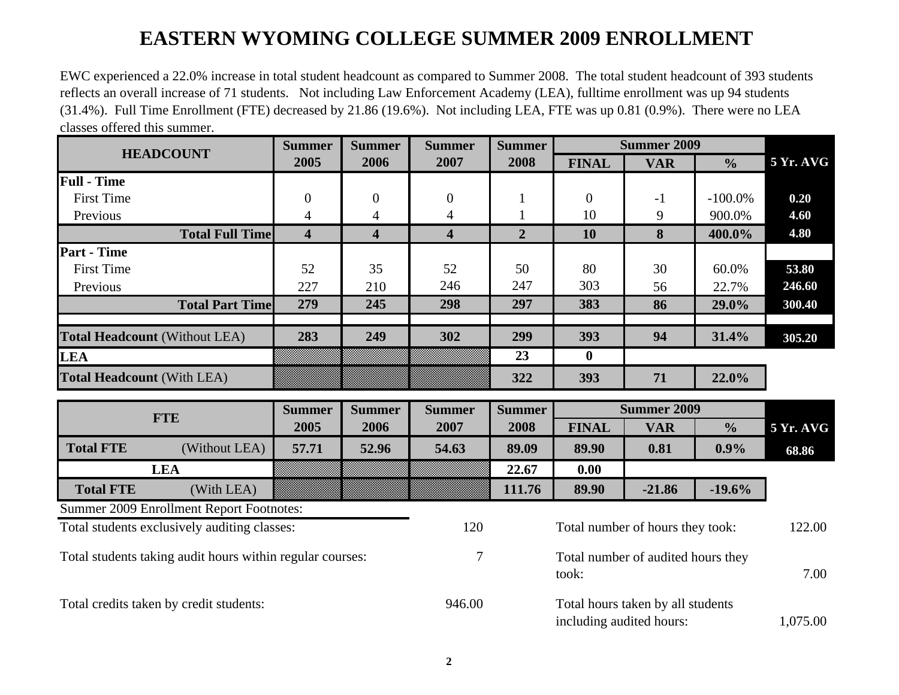# EASTERN WYOMING COLLEGE SUMMER 2009 ENROLLMENT

EWC experienced a 22.0% increase in total student headcount as compared to Summer 2008. The total student headcount of 393 students reflects an overall increase of 71 students. Not including Law Enforcement Academy (LEA), fulltime enrollment was up 94 students (31.4%). Full Time Enrollment (FTE) decreased by 21.86 (19.6%). Not including LEA, FTE was up 0.81 (0.9%). There were no LEA classes offered this summer.

| HEADCOUNT | Summer 2005 | Summer 2006 | Summer 2007 | Summer 2008 | Summer 2009 | | | 5 Yr. AVG |
|---|---|---|---|---|---|---|---|---|
| | | | | | FINAL | VAR | % | |
| **Full - Time** | | | | | | | | |
| First Time | 0 | 0 | 0 | 1 | 0 | -1 | -100.0% | 0.20 |
| Previous | 4 | 4 | 4 | 1 | 10 | 9 | 900.0% | 4.60 |
| **Total Full Time** | **4** | **4** | **4** | **2** | **10** | **8** | **400.0%** | **4.80** |
| **Part - Time** | | | | | | | | |
| First Time | 52 | 35 | 52 | 50 | 80 | 30 | 60.0% | 53.80 |
| Previous | 227 | 210 | 246 | 247 | 303 | 56 | 22.7% | 246.60 |
| **Total Part Time** | **279** | **245** | **298** | **297** | **383** | **86** | **29.0%** | **300.40** |
| **Total Headcount** (Without LEA) | **283** | **249** | **302** | **299** | **393** | **94** | **31.4%** | **305.20** |
| **LEA** | | | | **23** | **0** | | | |
| **Total Headcount** (With LEA) | | | | **322** | **393** | **71** | **22.0%** | |

| FTE | Summer 2005 | Summer 2006 | Summer 2007 | Summer 2008 | Summer 2009 | | | 5 Yr. AVG |
|---|---|---|---|---|---|---|---|---|
| | | | | | FINAL | VAR | % | |
| **Total FTE** (Without LEA) | **57.71** | **52.96** | **54.63** | **89.09** | **89.90** | **0.81** | **0.9%** | **68.86** |
| **LEA** | | | | **22.67** | **0.00** | | | |
| **Total FTE** (With LEA) | | | | **111.76** | **89.90** | **-21.86** | **-19.6%** | |

Summer 2009 Enrollment Report Footnotes:

| | | | |
|---|---|---|---|
| Total students exclusively auditing classes: | 120 | Total number of hours they took: | 122.00 |
| Total students taking audit hours within regular courses: | 7 | Total number of audited hours they took: | 7.00 |
| Total credits taken by credit students: | 946.00 | Total hours taken by all students including audited hours: | 1,075.00 |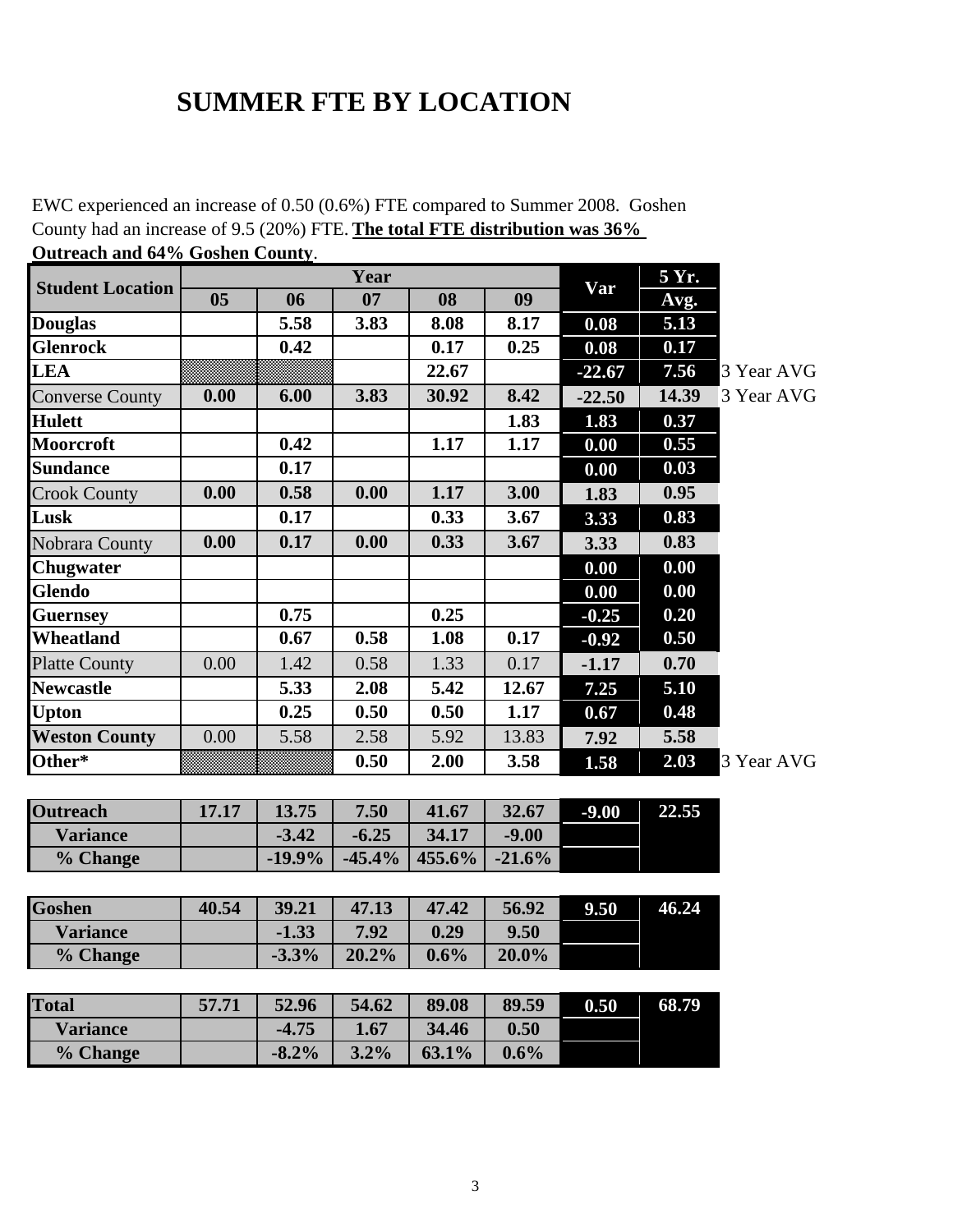# SUMMER FTE BY LOCATION

EWC experienced an increase of 0.50 (0.6%) FTE compared to Summer 2008. Goshen County had an increase of 9.5 (20%) FTE. **The total FTE distribution was 36% Outreach and 64% Goshen County**.

| Student Location | Year | | | | | Var | 5 Yr. Avg. | |
|---|---|---|---|---|---|---|---|---|
| | 05 | 06 | 07 | 08 | 09 | | | |
| **Douglas** | | 5.58 | 3.83 | 8.08 | 8.17 | 0.08 | 5.13 | |
| **Glenrock** | | 0.42 | | 0.17 | 0.25 | 0.08 | 0.17 | |
| **LEA** | | | | 22.67 | | -22.67 | 7.56 | 3 Year AVG |
| Converse County | 0.00 | 6.00 | 3.83 | 30.92 | 8.42 | -22.50 | 14.39 | 3 Year AVG |
| **Hulett** | | | | | 1.83 | 1.83 | 0.37 | |
| **Moorcroft** | | 0.42 | | 1.17 | 1.17 | 0.00 | 0.55 | |
| **Sundance** | | 0.17 | | | | 0.00 | 0.03 | |
| Crook County | 0.00 | 0.58 | 0.00 | 1.17 | 3.00 | 1.83 | 0.95 | |
| **Lusk** | | 0.17 | | 0.33 | 3.67 | 3.33 | 0.83 | |
| Nobrara County | 0.00 | 0.17 | 0.00 | 0.33 | 3.67 | 3.33 | 0.83 | |
| **Chugwater** | | | | | | 0.00 | 0.00 | |
| **Glendo** | | | | | | 0.00 | 0.00 | |
| **Guernsey** | | 0.75 | | 0.25 | | -0.25 | 0.20 | |
| **Wheatland** | | 0.67 | 0.58 | 1.08 | 0.17 | -0.92 | 0.50 | |
| Platte County | 0.00 | 1.42 | 0.58 | 1.33 | 0.17 | -1.17 | 0.70 | |
| **Newcastle** | | 5.33 | 2.08 | 5.42 | 12.67 | 7.25 | 5.10 | |
| **Upton** | | 0.25 | 0.50 | 0.50 | 1.17 | 0.67 | 0.48 | |
| **Weston County** | 0.00 | 5.58 | 2.58 | 5.92 | 13.83 | 7.92 | 5.58 | |
| **Other*** | | | 0.50 | 2.00 | 3.58 | 1.58 | 2.03 | 3 Year AVG |

| | 05 | 06 | 07 | 08 | 09 | Var | 5 Yr. Avg. |
|---|---|---|---|---|---|---|---|
| **Outreach** | 17.17 | 13.75 | 7.50 | 41.67 | 32.67 | -9.00 | 22.55 |
| **Variance** | | -3.42 | -6.25 | 34.17 | -9.00 | | |
| **% Change** | | -19.9% | -45.4% | 455.6% | -21.6% | | |
| **Goshen** | 40.54 | 39.21 | 47.13 | 47.42 | 56.92 | 9.50 | 46.24 |
| **Variance** | | -1.33 | 7.92 | 0.29 | 9.50 | | |
| **% Change** | | -3.3% | 20.2% | 0.6% | 20.0% | | |
| **Total** | 57.71 | 52.96 | 54.62 | 89.08 | 89.59 | 0.50 | 68.79 |
| **Variance** | | -4.75 | 1.67 | 34.46 | 0.50 | | |
| **% Change** | | -8.2% | 3.2% | 63.1% | 0.6% | | |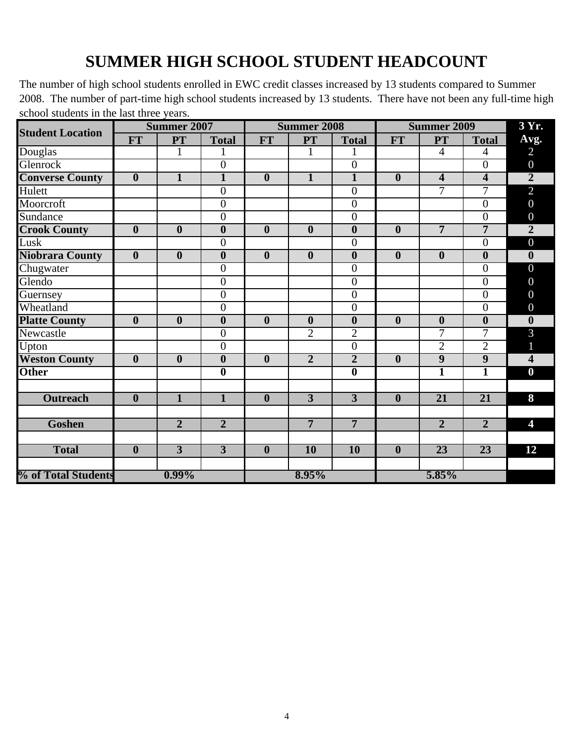# SUMMER HIGH SCHOOL STUDENT HEADCOUNT

The number of high school students enrolled in EWC credit classes increased by 13 students compared to Summer 2008. The number of part-time high school students increased by 13 students. There have not been any full-time high school students in the last three years.

| Student Location | Summer 2007 | | | Summer 2008 | | | Summer 2009 | | | 3 Yr. Avg. |
|---|---|---|---|---|---|---|---|---|---|---|
| | FT | PT | Total | FT | PT | Total | FT | PT | Total | |
| Douglas | | 1 | 1 | | 1 | 1 | | 4 | 4 | 2 |
| Glenrock | | | 0 | | | 0 | | | 0 | 0 |
| **Converse County** | **0** | **1** | **1** | **0** | **1** | **1** | **0** | **4** | **4** | **2** |
| Hulett | | | 0 | | | 0 | | 7 | 7 | 2 |
| Moorcroft | | | 0 | | | 0 | | | 0 | 0 |
| Sundance | | | 0 | | | 0 | | | 0 | 0 |
| **Crook County** | **0** | **0** | **0** | **0** | **0** | **0** | **0** | **7** | **7** | **2** |
| Lusk | | | 0 | | | 0 | | | 0 | 0 |
| **Niobrara County** | **0** | **0** | **0** | **0** | **0** | **0** | **0** | **0** | **0** | **0** |
| Chugwater | | | 0 | | | 0 | | | 0 | 0 |
| Glendo | | | 0 | | | 0 | | | 0 | 0 |
| Guernsey | | | 0 | | | 0 | | | 0 | 0 |
| Wheatland | | | 0 | | | 0 | | | 0 | 0 |
| **Platte County** | **0** | **0** | **0** | **0** | **0** | **0** | **0** | **0** | **0** | **0** |
| Newcastle | | | 0 | | 2 | 2 | | 7 | 7 | 3 |
| Upton | | | 0 | | | 0 | | 2 | 2 | 1 |
| **Weston County** | **0** | **0** | **0** | **0** | **2** | **2** | **0** | **9** | **9** | **4** |
| **Other** | | | **0** | | | **0** | | **1** | **1** | **0** |
| | | | | | | | | | | |
| **Outreach** | **0** | **1** | **1** | **0** | **3** | **3** | **0** | **21** | **21** | **8** |
| | | | | | | | | | | |
| **Goshen** | | **2** | **2** | | **7** | **7** | | **2** | **2** | **4** |
| | | | | | | | | | | |
| **Total** | **0** | **3** | **3** | **0** | **10** | **10** | **0** | **23** | **23** | **12** |
| | | | | | | | | | | |
| **% of Total Students** | **0.99%** | | | **8.95%** | | | **5.85%** | | | |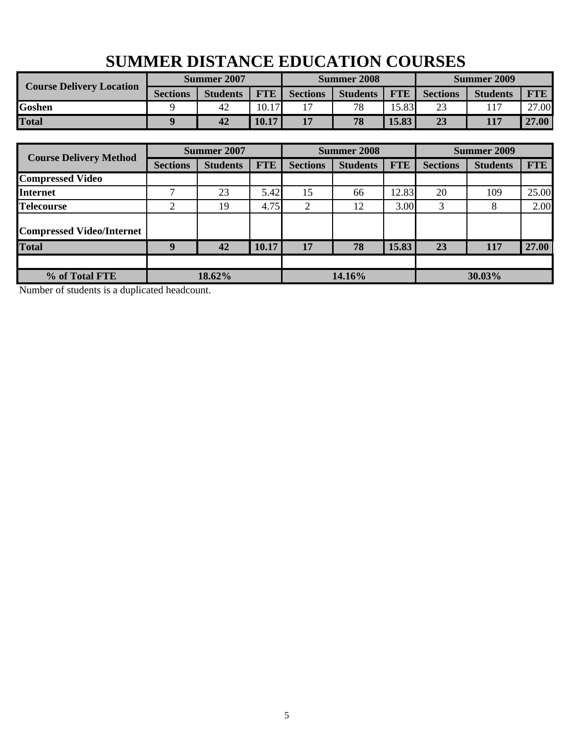# SUMMER DISTANCE EDUCATION COURSES

| Course Delivery Location | Summer 2007 | | | Summer 2008 | | | Summer 2009 | | |
|---|---|---|---|---|---|---|---|---|---|
| | Sections | Students | FTE | Sections | Students | FTE | Sections | Students | FTE |
| Goshen | 9 | 42 | 10.17 | 17 | 78 | 15.83 | 23 | 117 | 27.00 |
| **Total** | **9** | **42** | **10.17** | **17** | **78** | **15.83** | **23** | **117** | **27.00** |

| Course Delivery Method | Summer 2007 | | | Summer 2008 | | | Summer 2009 | | |
|---|---|---|---|---|---|---|---|---|---|
| | Sections | Students | FTE | Sections | Students | FTE | Sections | Students | FTE |
| Compressed Video | | | | | | | | | |
| Internet | 7 | 23 | 5.42 | 15 | 66 | 12.83 | 20 | 109 | 25.00 |
| Telecourse | 2 | 19 | 4.75 | 2 | 12 | 3.00 | 3 | 8 | 2.00 |
| Compressed Video/Internet | | | | | | | | | |
| **Total** | **9** | **42** | **10.17** | **17** | **78** | **15.83** | **23** | **117** | **27.00** |
| | | | | | | | | | |
| **% of Total FTE** | **18.62%** | | | **14.16%** | | | **30.03%** | | |

Number of students is a duplicated headcount.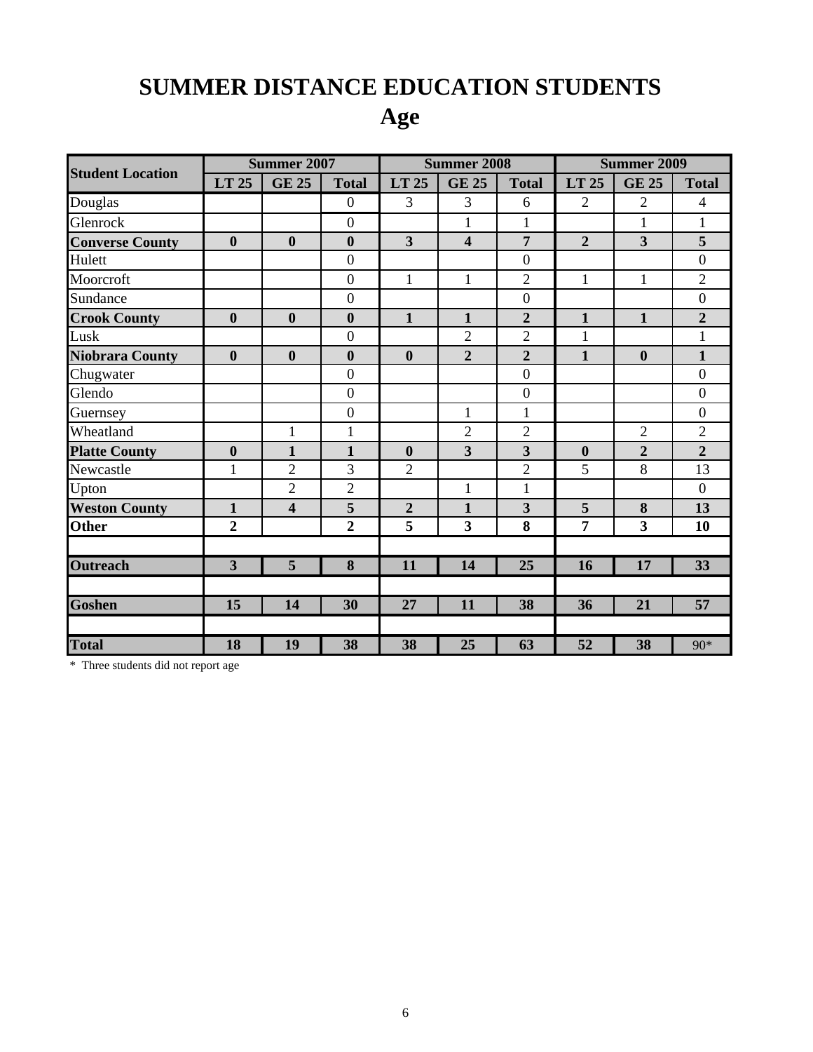# SUMMER DISTANCE EDUCATION STUDENTS
## Age

| Student Location | Summer 2007 | | | Summer 2008 | | | Summer 2009 | | |
|---|---|---|---|---|---|---|---|---|---|
| | LT 25 | GE 25 | Total | LT 25 | GE 25 | Total | LT 25 | GE 25 | Total |
| Douglas | | | 0 | 3 | 3 | 6 | 2 | 2 | 4 |
| Glenrock | | | 0 | | 1 | 1 | | 1 | 1 |
| **Converse County** | **0** | **0** | **0** | **3** | **4** | **7** | **2** | **3** | **5** |
| Hulett | | | 0 | | | 0 | | | 0 |
| Moorcroft | | | 0 | 1 | 1 | 2 | 1 | 1 | 2 |
| Sundance | | | 0 | | | 0 | | | 0 |
| **Crook County** | **0** | **0** | **0** | **1** | **1** | **2** | **1** | **1** | **2** |
| Lusk | | | 0 | | 2 | 2 | 1 | | 1 |
| **Niobrara County** | **0** | **0** | **0** | **0** | **2** | **2** | **1** | **0** | **1** |
| Chugwater | | | 0 | | | 0 | | | 0 |
| Glendo | | | 0 | | | 0 | | | 0 |
| Guernsey | | | 0 | | 1 | 1 | | | 0 |
| Wheatland | | 1 | 1 | | 2 | 2 | | 2 | 2 |
| **Platte County** | **0** | **1** | **1** | **0** | **3** | **3** | **0** | **2** | **2** |
| Newcastle | 1 | 2 | 3 | 2 | | 2 | 5 | 8 | 13 |
| Upton | | 2 | 2 | | 1 | 1 | | | 0 |
| **Weston County** | **1** | **4** | **5** | **2** | **1** | **3** | **5** | **8** | **13** |
| **Other** | **2** | | **2** | **5** | **3** | **8** | **7** | **3** | **10** |
| | | | | | | | | | |
| **Outreach** | **3** | **5** | **8** | **11** | **14** | **25** | **16** | **17** | **33** |
| | | | | | | | | | |
| **Goshen** | **15** | **14** | **30** | **27** | **11** | **38** | **36** | **21** | **57** |
| | | | | | | | | | |
| **Total** | **18** | **19** | **38** | **38** | **25** | **63** | **52** | **38** | 90* |

\* Three students did not report age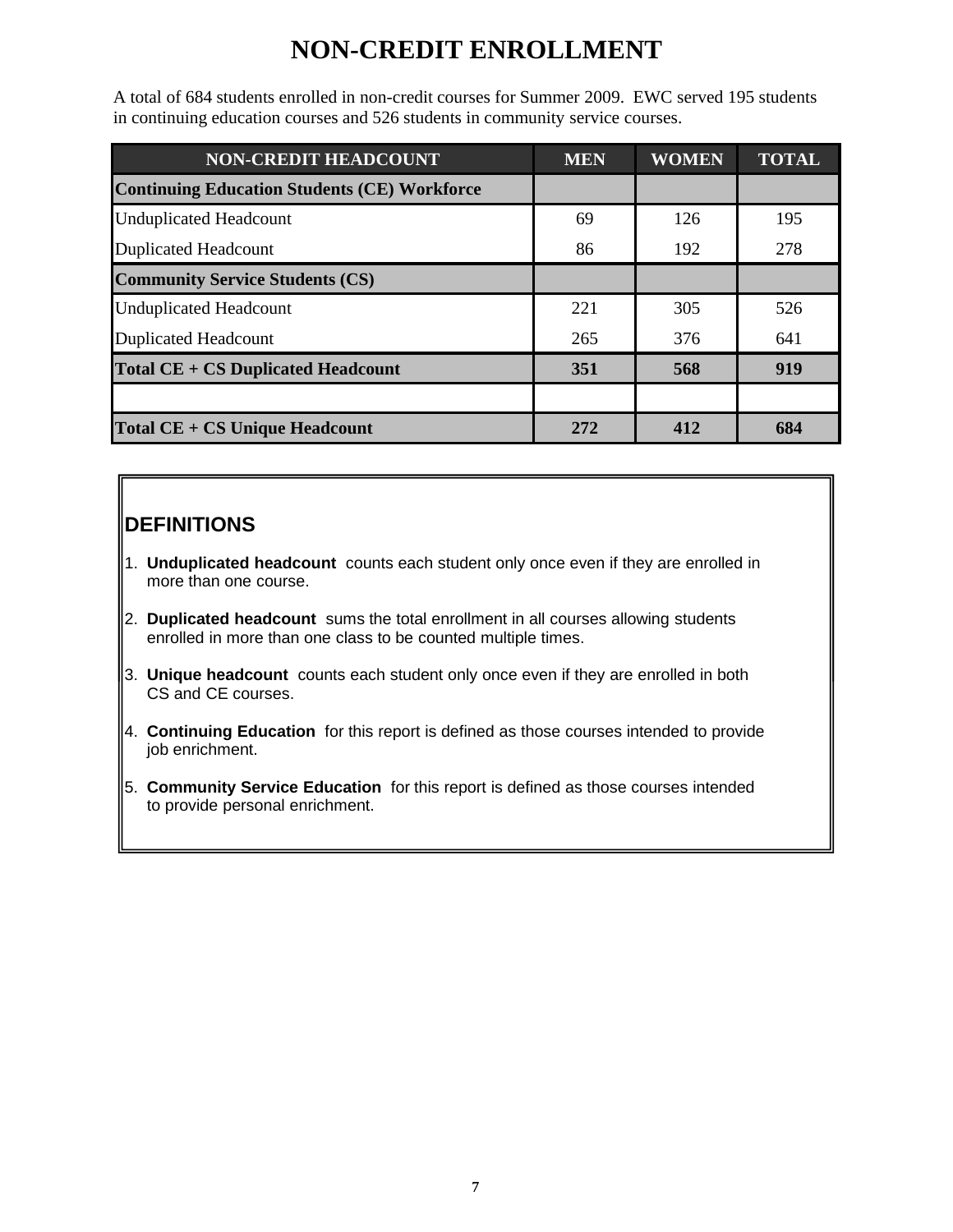# NON-CREDIT ENROLLMENT

A total of 684 students enrolled in non-credit courses for Summer 2009. EWC served 195 students in continuing education courses and 526 students in community service courses.

| NON-CREDIT HEADCOUNT | MEN | WOMEN | TOTAL |
|---|---|---|---|
| **Continuing Education Students (CE) Workforce** | | | |
| Unduplicated Headcount | 69 | 126 | 195 |
| Duplicated Headcount | 86 | 192 | 278 |
| **Community Service Students (CS)** | | | |
| Unduplicated Headcount | 221 | 305 | 526 |
| Duplicated Headcount | 265 | 376 | 641 |
| **Total CE + CS Duplicated Headcount** | **351** | **568** | **919** |
| | | | |
| **Total CE + CS Unique Headcount** | **272** | **412** | **684** |

## DEFINITIONS

1. **Unduplicated headcount** counts each student only once even if they are enrolled in more than one course.
2. **Duplicated headcount** sums the total enrollment in all courses allowing students enrolled in more than one class to be counted multiple times.
3. **Unique headcount** counts each student only once even if they are enrolled in both CS and CE courses.
4. **Continuing Education** for this report is defined as those courses intended to provide job enrichment.
5. **Community Service Education** for this report is defined as those courses intended to provide personal enrichment.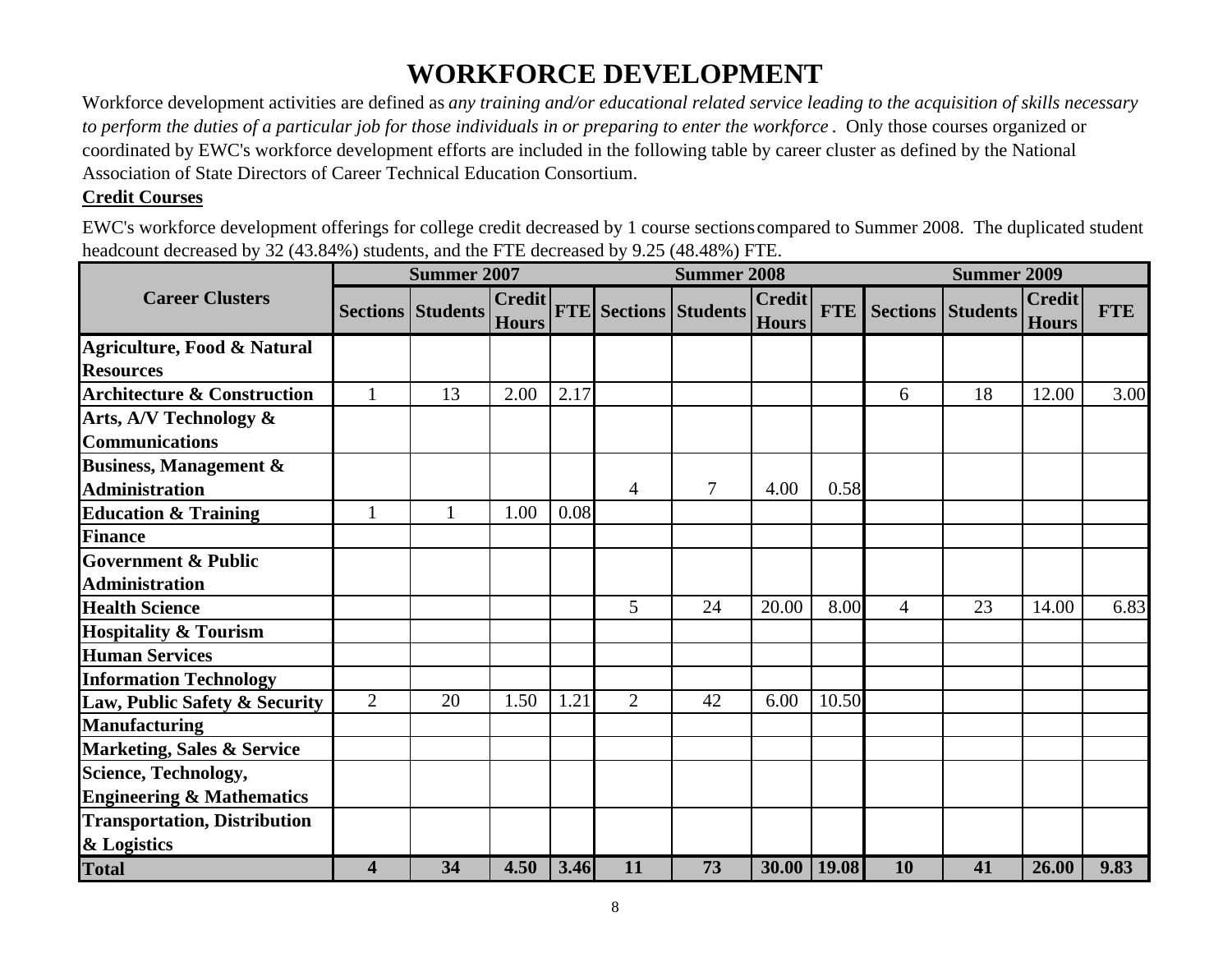# WORKFORCE DEVELOPMENT

Workforce development activities are defined as *any training and/or educational related service leading to the acquisition of skills necessary to perform the duties of a particular job for those individuals in or preparing to enter the workforce*. Only those courses organized or coordinated by EWC's workforce development efforts are included in the following table by career cluster as defined by the National Association of State Directors of Career Technical Education Consortium.

**Credit Courses**

EWC's workforce development offerings for college credit decreased by 1 course sections compared to Summer 2008. The duplicated student headcount decreased by 32 (43.84%) students, and the FTE decreased by 9.25 (48.48%) FTE.

| Career Clusters | Summer 2007 | | | | Summer 2008 | | | | Summer 2009 | | | |
|---|---|---|---|---|---|---|---|---|---|---|---|---|
| | Sections | Students | Credit Hours | FTE | Sections | Students | Credit Hours | FTE | Sections | Students | Credit Hours | FTE |
| **Agriculture, Food & Natural Resources** | | | | | | | | | | | | |
| **Architecture & Construction** | 1 | 13 | 2.00 | 2.17 | | | | | 6 | 18 | 12.00 | 3.00 |
| **Arts, A/V Technology & Communications** | | | | | | | | | | | | |
| **Business, Management & Administration** | | | | | 4 | 7 | 4.00 | 0.58 | | | | |
| **Education & Training** | 1 | 1 | 1.00 | 0.08 | | | | | | | | |
| **Finance** | | | | | | | | | | | | |
| **Government & Public Administration** | | | | | | | | | | | | |
| **Health Science** | | | | | 5 | 24 | 20.00 | 8.00 | 4 | 23 | 14.00 | 6.83 |
| **Hospitality & Tourism** | | | | | | | | | | | | |
| **Human Services** | | | | | | | | | | | | |
| **Information Technology** | | | | | | | | | | | | |
| **Law, Public Safety & Security** | 2 | 20 | 1.50 | 1.21 | 2 | 42 | 6.00 | 10.50 | | | | |
| **Manufacturing** | | | | | | | | | | | | |
| **Marketing, Sales & Service** | | | | | | | | | | | | |
| **Science, Technology, Engineering & Mathematics** | | | | | | | | | | | | |
| **Transportation, Distribution & Logistics** | | | | | | | | | | | | |
| **Total** | **4** | **34** | **4.50** | **3.46** | **11** | **73** | **30.00** | **19.08** | **10** | **41** | **26.00** | **9.83** |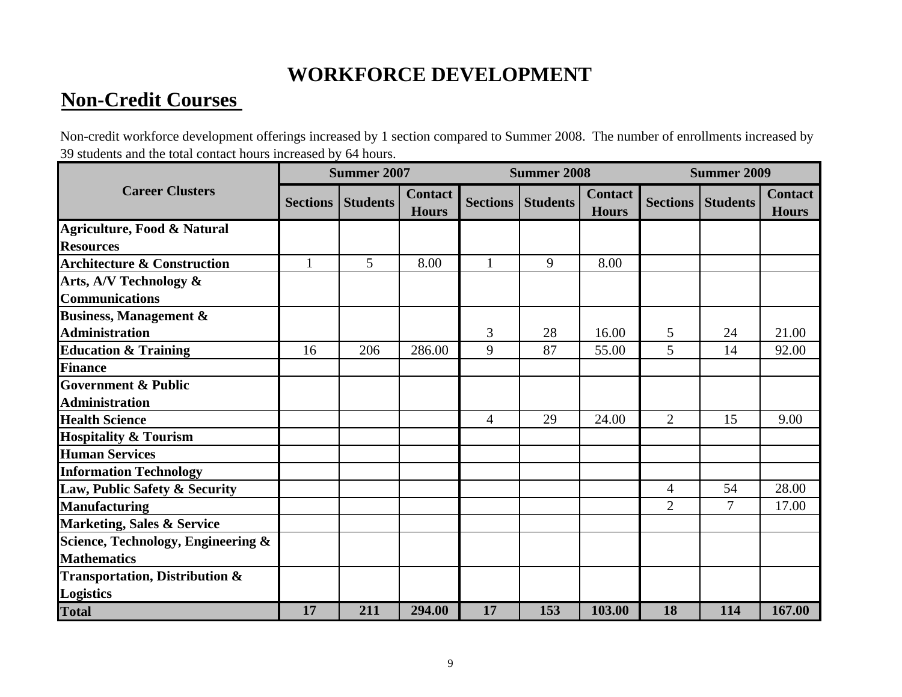# WORKFORCE DEVELOPMENT

## Non-Credit Courses

Non-credit workforce development offerings increased by 1 section compared to Summer 2008. The number of enrollments increased by 39 students and the total contact hours increased by 64 hours.

| Career Clusters | Summer 2007 | | | Summer 2008 | | | Summer 2009 | | |
|---|---|---|---|---|---|---|---|---|---|
| | Sections | Students | Contact Hours | Sections | Students | Contact Hours | Sections | Students | Contact Hours |
| **Agriculture, Food & Natural Resources** | | | | | | | | | |
| **Architecture & Construction** | 1 | 5 | 8.00 | 1 | 9 | 8.00 | | | |
| **Arts, A/V Technology & Communications** | | | | | | | | | |
| **Business, Management & Administration** | | | | 3 | 28 | 16.00 | 5 | 24 | 21.00 |
| **Education & Training** | 16 | 206 | 286.00 | 9 | 87 | 55.00 | 5 | 14 | 92.00 |
| **Finance** | | | | | | | | | |
| **Government & Public Administration** | | | | | | | | | |
| **Health Science** | | | | 4 | 29 | 24.00 | 2 | 15 | 9.00 |
| **Hospitality & Tourism** | | | | | | | | | |
| **Human Services** | | | | | | | | | |
| **Information Technology** | | | | | | | | | |
| **Law, Public Safety & Security** | | | | | | | 4 | 54 | 28.00 |
| **Manufacturing** | | | | | | | 2 | 7 | 17.00 |
| **Marketing, Sales & Service** | | | | | | | | | |
| **Science, Technology, Engineering & Mathematics** | | | | | | | | | |
| **Transportation, Distribution & Logistics** | | | | | | | | | |
| **Total** | **17** | **211** | **294.00** | **17** | **153** | **103.00** | **18** | **114** | **167.00** |